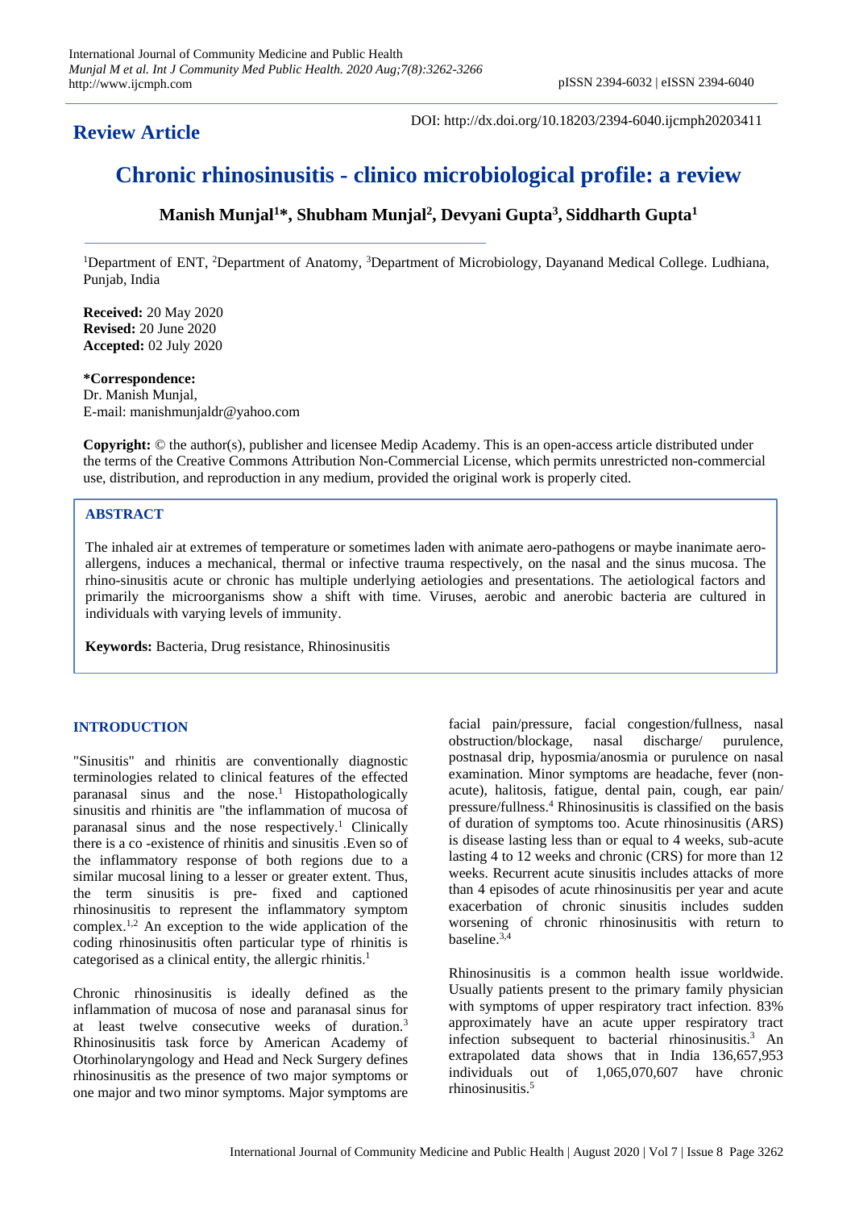**Review Article**

DOI: http://dx.doi.org/10.18203/2394-6040.ijcmph20203411

# Chronic rhinosinusitis - clinico microbiological profile: a review

**Manish Munjal[1]*, Shubham Munjal[2], Devyani Gupta[3], Siddharth Gupta[1]**

[1]Department of ENT, [2]Department of Anatomy, [3]Department of Microbiology, Dayanand Medical College. Ludhiana, Punjab, India

**Received:** 20 May 2020
**Revised:** 20 June 2020
**Accepted:** 02 July 2020

***Correspondence:**
Dr. Manish Munjal,
E-mail: manishmunjaldr@yahoo.com

**Copyright:** © the author(s), publisher and licensee Medip Academy. This is an open-access article distributed under the terms of the Creative Commons Attribution Non-Commercial License, which permits unrestricted non-commercial use, distribution, and reproduction in any medium, provided the original work is properly cited.

## ABSTRACT

The inhaled air at extremes of temperature or sometimes laden with animate aero-pathogens or maybe inanimate aero-allergens, induces a mechanical, thermal or infective trauma respectively, on the nasal and the sinus mucosa. The rhino-sinusitis acute or chronic has multiple underlying aetiologies and presentations. The aetiological factors and primarily the microorganisms show a shift with time. Viruses, aerobic and anerobic bacteria are cultured in individuals with varying levels of immunity.

**Keywords:** Bacteria, Drug resistance, Rhinosinusitis

## INTRODUCTION

"Sinusitis" and rhinitis are conventionally diagnostic terminologies related to clinical features of the effected paranasal sinus and the nose.[1] Histopathologically sinusitis and rhinitis are "the inflammation of mucosa of paranasal sinus and the nose respectively.[1] Clinically there is a co -existence of rhinitis and sinusitis .Even so of the inflammatory response of both regions due to a similar mucosal lining to a lesser or greater extent. Thus, the term sinusitis is pre- fixed and captioned rhinosinusitis to represent the inflammatory symptom complex.[1,2] An exception to the wide application of the coding rhinosinusitis often particular type of rhinitis is categorised as a clinical entity, the allergic rhinitis.[1]

Chronic rhinosinusitis is ideally defined as the inflammation of mucosa of nose and paranasal sinus for at least twelve consecutive weeks of duration.[3] Rhinosinusitis task force by American Academy of Otorhinolaryngology and Head and Neck Surgery defines rhinosinusitis as the presence of two major symptoms or one major and two minor symptoms. Major symptoms are facial pain/pressure, facial congestion/fullness, nasal obstruction/blockage, nasal discharge/ purulence, postnasal drip, hyposmia/anosmia or purulence on nasal examination. Minor symptoms are headache, fever (non-acute), halitosis, fatigue, dental pain, cough, ear pain/ pressure/fullness.[4] Rhinosinusitis is classified on the basis of duration of symptoms too. Acute rhinosinusitis (ARS) is disease lasting less than or equal to 4 weeks, sub-acute lasting 4 to 12 weeks and chronic (CRS) for more than 12 weeks. Recurrent acute sinusitis includes attacks of more than 4 episodes of acute rhinosinusitis per year and acute exacerbation of chronic sinusitis includes sudden worsening of chronic rhinosinusitis with return to baseline.[3,4]

Rhinosinusitis is a common health issue worldwide. Usually patients present to the primary family physician with symptoms of upper respiratory tract infection. 83% approximately have an acute upper respiratory tract infection subsequent to bacterial rhinosinusitis.[3] An extrapolated data shows that in India 136,657,953 individuals out of 1,065,070,607 have chronic rhinosinusitis.[5]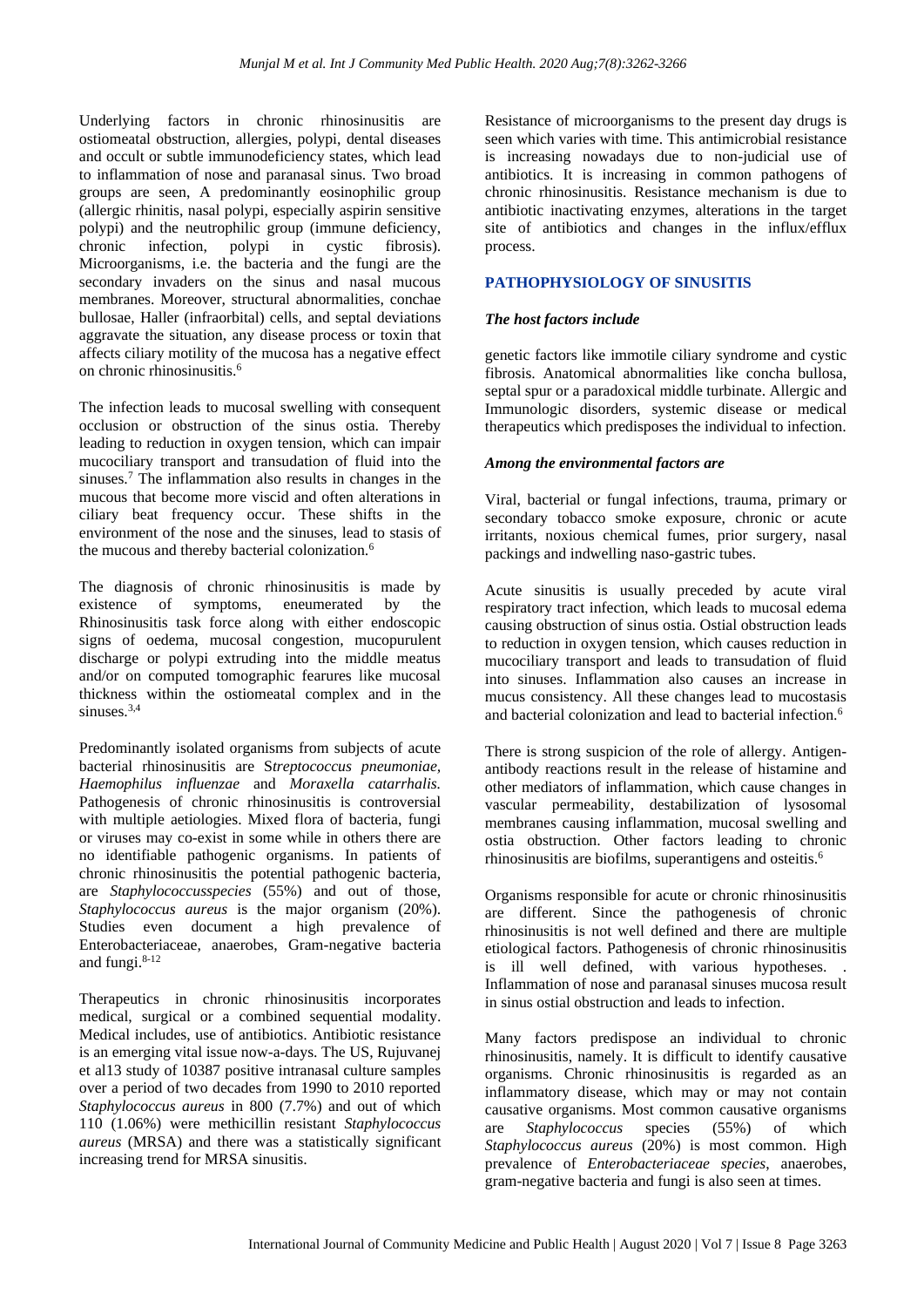Underlying factors in chronic rhinosinusitis are ostiomeatal obstruction, allergies, polypi, dental diseases and occult or subtle immunodeficiency states, which lead to inflammation of nose and paranasal sinus. Two broad groups are seen, A predominantly eosinophilic group (allergic rhinitis, nasal polypi, especially aspirin sensitive polypi) and the neutrophilic group (immune deficiency, chronic infection, polypi in cystic fibrosis). Microorganisms, i.e. the bacteria and the fungi are the secondary invaders on the sinus and nasal mucous membranes. Moreover, structural abnormalities, conchae bullosae, Haller (infraorbital) cells, and septal deviations aggravate the situation, any disease process or toxin that affects ciliary motility of the mucosa has a negative effect on chronic rhinosinusitis.[6]

The infection leads to mucosal swelling with consequent occlusion or obstruction of the sinus ostia. Thereby leading to reduction in oxygen tension, which can impair mucociliary transport and transudation of fluid into the sinuses.[7] The inflammation also results in changes in the mucous that become more viscid and often alterations in ciliary beat frequency occur. These shifts in the environment of the nose and the sinuses, lead to stasis of the mucous and thereby bacterial colonization.[6]

The diagnosis of chronic rhinosinusitis is made by existence of symptoms, eneumerated by the Rhinosinusitis task force along with either endoscopic signs of oedema, mucosal congestion, mucopurulent discharge or polypi extruding into the middle meatus and/or on computed tomographic fearures like mucosal thickness within the ostiomeatal complex and in the sinuses.[3,4]

Predominantly isolated organisms from subjects of acute bacterial rhinosinusitis are S*treptococcus pneumoniae, Haemophilus influenzae* and *Moraxella catarrhalis.* Pathogenesis of chronic rhinosinusitis is controversial with multiple aetiologies. Mixed flora of bacteria, fungi or viruses may co-exist in some while in others there are no identifiable pathogenic organisms. In patients of chronic rhinosinusitis the potential pathogenic bacteria, are *Staphylococcusspecies* (55%) and out of those, *Staphylococcus aureus* is the major organism (20%). Studies even document a high prevalence of Enterobacteriaceae, anaerobes, Gram-negative bacteria and fungi.[8-12]

Therapeutics in chronic rhinosinusitis incorporates medical, surgical or a combined sequential modality. Medical includes, use of antibiotics. Antibiotic resistance is an emerging vital issue now-a-days. The US, Rujuvanej et al13 study of 10387 positive intranasal culture samples over a period of two decades from 1990 to 2010 reported *Staphylococcus aureus* in 800 (7.7%) and out of which 110 (1.06%) were methicillin resistant *Staphylococcus aureus* (MRSA) and there was a statistically significant increasing trend for MRSA sinusitis.

Resistance of microorganisms to the present day drugs is seen which varies with time. This antimicrobial resistance is increasing nowadays due to non-judicial use of antibiotics. It is increasing in common pathogens of chronic rhinosinusitis. Resistance mechanism is due to antibiotic inactivating enzymes, alterations in the target site of antibiotics and changes in the influx/efflux process.

## PATHOPHYSIOLOGY OF SINUSITIS

### *The host factors include*

genetic factors like immotile ciliary syndrome and cystic fibrosis. Anatomical abnormalities like concha bullosa, septal spur or a paradoxical middle turbinate. Allergic and Immunologic disorders, systemic disease or medical therapeutics which predisposes the individual to infection.

### *Among the environmental factors are*

Viral, bacterial or fungal infections, trauma, primary or secondary tobacco smoke exposure, chronic or acute irritants, noxious chemical fumes, prior surgery, nasal packings and indwelling naso-gastric tubes.

Acute sinusitis is usually preceded by acute viral respiratory tract infection, which leads to mucosal edema causing obstruction of sinus ostia. Ostial obstruction leads to reduction in oxygen tension, which causes reduction in mucociliary transport and leads to transudation of fluid into sinuses. Inflammation also causes an increase in mucus consistency. All these changes lead to mucostasis and bacterial colonization and lead to bacterial infection.[6]

There is strong suspicion of the role of allergy. Antigen-antibody reactions result in the release of histamine and other mediators of inflammation, which cause changes in vascular permeability, destabilization of lysosomal membranes causing inflammation, mucosal swelling and ostia obstruction. Other factors leading to chronic rhinosinusitis are biofilms, superantigens and osteitis.[6]

Organisms responsible for acute or chronic rhinosinusitis are different. Since the pathogenesis of chronic rhinosinusitis is not well defined and there are multiple etiological factors. Pathogenesis of chronic rhinosinusitis is ill well defined, with various hypotheses. . Inflammation of nose and paranasal sinuses mucosa result in sinus ostial obstruction and leads to infection.

Many factors predispose an individual to chronic rhinosinusitis, namely. It is difficult to identify causative organisms. Chronic rhinosinusitis is regarded as an inflammatory disease, which may or may not contain causative organisms. Most common causative organisms are *Staphylococcus* species (55%) of which *Staphylococcus aureus* (20%) is most common. High prevalence of *Enterobacteriaceae species*, anaerobes, gram-negative bacteria and fungi is also seen at times.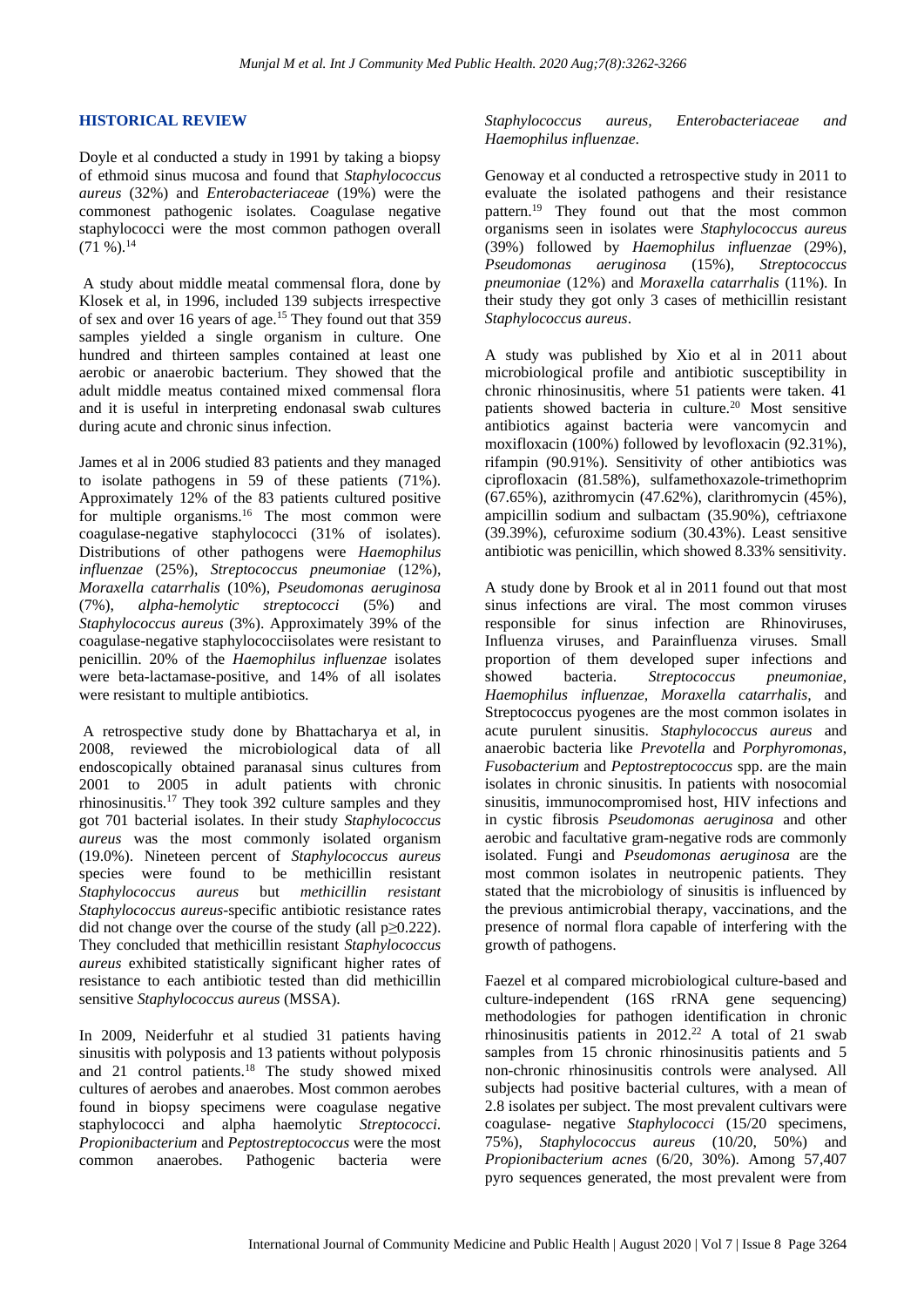## HISTORICAL REVIEW

Doyle et al conducted a study in 1991 by taking a biopsy of ethmoid sinus mucosa and found that *Staphylococcus aureus* (32%) and *Enterobacteriaceae* (19%) were the commonest pathogenic isolates. Coagulase negative staphylococci were the most common pathogen overall (71 %).[14]

A study about middle meatal commensal flora, done by Klosek et al, in 1996, included 139 subjects irrespective of sex and over 16 years of age.[15] They found out that 359 samples yielded a single organism in culture. One hundred and thirteen samples contained at least one aerobic or anaerobic bacterium. They showed that the adult middle meatus contained mixed commensal flora and it is useful in interpreting endonasal swab cultures during acute and chronic sinus infection.

James et al in 2006 studied 83 patients and they managed to isolate pathogens in 59 of these patients (71%). Approximately 12% of the 83 patients cultured positive for multiple organisms.[16] The most common were coagulase-negative staphylococci (31% of isolates). Distributions of other pathogens were *Haemophilus influenzae* (25%), *Streptococcus pneumoniae* (12%), *Moraxella catarrhalis* (10%), *Pseudomonas aeruginosa* (7%), *alpha-hemolytic streptococci* (5%) and *Staphylococcus aureus* (3%). Approximately 39% of the coagulase-negative staphylococciisolates were resistant to penicillin. 20% of the *Haemophilus influenzae* isolates were beta-lactamase-positive, and 14% of all isolates were resistant to multiple antibiotics.

A retrospective study done by Bhattacharya et al, in 2008, reviewed the microbiological data of all endoscopically obtained paranasal sinus cultures from 2001 to 2005 in adult patients with chronic rhinosinusitis.[17] They took 392 culture samples and they got 701 bacterial isolates. In their study *Staphylococcus aureus* was the most commonly isolated organism (19.0%). Nineteen percent of *Staphylococcus aureus* species were found to be methicillin resistant *Staphylococcus aureus* but *methicillin resistant Staphylococcus aureus*-specific antibiotic resistance rates did not change over the course of the study (all $p \geq 0.222$). They concluded that methicillin resistant *Staphylococcus aureus* exhibited statistically significant higher rates of resistance to each antibiotic tested than did methicillin sensitive *Staphylococcus aureus* (MSSA).

In 2009, Neiderfuhr et al studied 31 patients having sinusitis with polyposis and 13 patients without polyposis and 21 control patients.[18] The study showed mixed cultures of aerobes and anaerobes. Most common aerobes found in biopsy specimens were coagulase negative staphylococci and alpha haemolytic *Streptococci*. *Propionibacterium* and *Peptostreptococcus* were the most common anaerobes. Pathogenic bacteria were *Staphylococcus aureus*, *Enterobacteriaceae and Haemophilus influenzae*.

Genoway et al conducted a retrospective study in 2011 to evaluate the isolated pathogens and their resistance pattern.[19] They found out that the most common organisms seen in isolates were *Staphylococcus aureus* (39%) followed by *Haemophilus influenzae* (29%), *Pseudomonas aeruginosa* (15%), *Streptococcus pneumoniae* (12%) and *Moraxella catarrhalis* (11%). In their study they got only 3 cases of methicillin resistant *Staphylococcus aureus*.

A study was published by Xio et al in 2011 about microbiological profile and antibiotic susceptibility in chronic rhinosinusitis, where 51 patients were taken. 41 patients showed bacteria in culture.[20] Most sensitive antibiotics against bacteria were vancomycin and moxifloxacin (100%) followed by levofloxacin (92.31%), rifampin (90.91%). Sensitivity of other antibiotics was ciprofloxacin (81.58%), sulfamethoxazole-trimethoprim (67.65%), azithromycin (47.62%), clarithromycin (45%), ampicillin sodium and sulbactam (35.90%), ceftriaxone (39.39%), cefuroxime sodium (30.43%). Least sensitive antibiotic was penicillin, which showed 8.33% sensitivity.

A study done by Brook et al in 2011 found out that most sinus infections are viral. The most common viruses responsible for sinus infection are Rhinoviruses, Influenza viruses, and Parainfluenza viruses. Small proportion of them developed super infections and showed bacteria. *Streptococcus pneumoniae*, *Haemophilus influenzae, Moraxella catarrhalis,* and Streptococcus pyogenes are the most common isolates in acute purulent sinusitis. *Staphylococcus aureus* and anaerobic bacteria like *Prevotella* and *Porphyromonas, Fusobacterium* and *Peptostreptococcus* spp. are the main isolates in chronic sinusitis. In patients with nosocomial sinusitis, immunocompromised host, HIV infections and in cystic fibrosis *Pseudomonas aeruginosa* and other aerobic and facultative gram-negative rods are commonly isolated. Fungi and *Pseudomonas aeruginosa* are the most common isolates in neutropenic patients. They stated that the microbiology of sinusitis is influenced by the previous antimicrobial therapy, vaccinations, and the presence of normal flora capable of interfering with the growth of pathogens.

Faezel et al compared microbiological culture-based and culture-independent (16S rRNA gene sequencing) methodologies for pathogen identification in chronic rhinosinusitis patients in 2012.[22] A total of 21 swab samples from 15 chronic rhinosinusitis patients and 5 non-chronic rhinosinusitis controls were analysed. All subjects had positive bacterial cultures, with a mean of 2.8 isolates per subject. The most prevalent cultivars were coagulase- negative *Staphylococci* (15/20 specimens, 75%), *Staphylococcus aureus* (10/20, 50%) and *Propionibacterium acnes* (6/20, 30%). Among 57,407 pyro sequences generated, the most prevalent were from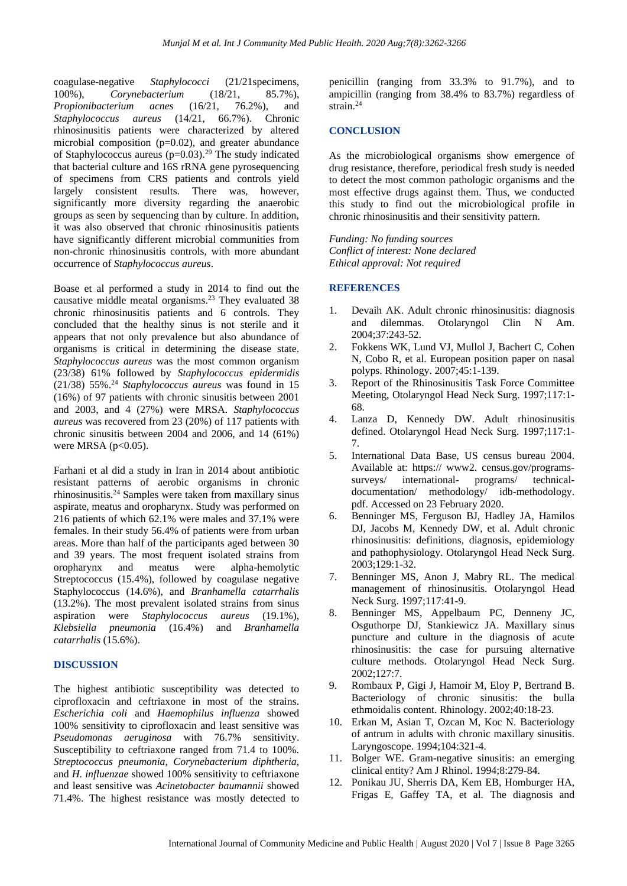coagulase-negative *Staphylococci* (21/21specimens, 100%), *Corynebacterium* (18/21, 85.7%), *Propionibacterium acnes* (16/21, 76.2%), and *Staphylococcus aureus* (14/21, 66.7%). Chronic rhinosinusitis patients were characterized by altered microbial composition (p=0.02), and greater abundance of Staphylococcus aureus (p=0.03).[29] The study indicated that bacterial culture and 16S rRNA gene pyrosequencing of specimens from CRS patients and controls yield largely consistent results. There was, however, significantly more diversity regarding the anaerobic groups as seen by sequencing than by culture. In addition, it was also observed that chronic rhinosinusitis patients have significantly different microbial communities from non-chronic rhinosinusitis controls, with more abundant occurrence of *Staphylococcus aureus*.

Boase et al performed a study in 2014 to find out the causative middle meatal organisms.[23] They evaluated 38 chronic rhinosinusitis patients and 6 controls. They concluded that the healthy sinus is not sterile and it appears that not only prevalence but also abundance of organisms is critical in determining the disease state. *Staphylococcus aureus* was the most common organism (23/38) 61% followed by *Staphylococcus epidermidis* (21/38) 55%.[24] *Staphylococcus aureus* was found in 15 (16%) of 97 patients with chronic sinusitis between 2001 and 2003, and 4 (27%) were MRSA. *Staphylococcus aureus* was recovered from 23 (20%) of 117 patients with chronic sinusitis between 2004 and 2006, and 14 (61%) were MRSA (p<0.05).

Farhani et al did a study in Iran in 2014 about antibiotic resistant patterns of aerobic organisms in chronic rhinosinusitis.[24] Samples were taken from maxillary sinus aspirate, meatus and oropharynx. Study was performed on 216 patients of which 62.1% were males and 37.1% were females. In their study 56.4% of patients were from urban areas. More than half of the participants aged between 30 and 39 years. The most frequent isolated strains from oropharynx and meatus were alpha-hemolytic Streptococcus (15.4%), followed by coagulase negative Staphylococcus (14.6%), and *Branhamella catarrhalis* (13.2%). The most prevalent isolated strains from sinus aspiration were *Staphylococcus aureus* (19.1%), *Klebsiella pneumonia* (16.4%) and *Branhamella catarrhalis* (15.6%).

## DISCUSSION

The highest antibiotic susceptibility was detected to ciprofloxacin and ceftriaxone in most of the strains. *Escherichia coli* and *Haemophilus influenza* showed 100% sensitivity to ciprofloxacin and least sensitive was *Pseudomonas aeruginosa* with 76.7% sensitivity. Susceptibility to ceftriaxone ranged from 71.4 to 100%. *Streptococcus pneumonia, Corynebacterium diphtheria,* and *H. influenzae* showed 100% sensitivity to ceftriaxone and least sensitive was *Acinetobacter baumannii* showed 71.4%. The highest resistance was mostly detected to penicillin (ranging from 33.3% to 91.7%), and to ampicillin (ranging from 38.4% to 83.7%) regardless of strain.[24]

## CONCLUSION

As the microbiological organisms show emergence of drug resistance, therefore, periodical fresh study is needed to detect the most common pathologic organisms and the most effective drugs against them. Thus, we conducted this study to find out the microbiological profile in chronic rhinosinusitis and their sensitivity pattern.

*Funding: No funding sources*
*Conflict of interest: None declared*
*Ethical approval: Not required*

## REFERENCES

1. Devaih AK. Adult chronic rhinosinusitis: diagnosis and dilemmas. Otolaryngol Clin N Am. 2004;37:243-52.
2. Fokkens WK, Lund VJ, Mullol J, Bachert C, Cohen N, Cobo R, et al. European position paper on nasal polyps. Rhinology. 2007;45:1-139.
3. Report of the Rhinosinusitis Task Force Committee Meeting, Otolaryngol Head Neck Surg. 1997;117:1-68.
4. Lanza D, Kennedy DW. Adult rhinosinusitis defined. Otolaryngol Head Neck Surg. 1997;117:1-7.
5. International Data Base, US census bureau 2004. Available at: https:// www2. census.gov/programs-surveys/ international- programs/ technical-documentation/ methodology/ idb-methodology. pdf. Accessed on 23 February 2020.
6. Benninger MS, Ferguson BJ, Hadley JA, Hamilos DJ, Jacobs M, Kennedy DW, et al. Adult chronic rhinosinusitis: definitions, diagnosis, epidemiology and pathophysiology. Otolaryngol Head Neck Surg. 2003;129:1-32.
7. Benninger MS, Anon J, Mabry RL. The medical management of rhinosinusitis. Otolaryngol Head Neck Surg. 1997;117:41-9.
8. Benninger MS, Appelbaum PC, Denneny JC, Osguthorpe DJ, Stankiewicz JA. Maxillary sinus puncture and culture in the diagnosis of acute rhinosinusitis: the case for pursuing alternative culture methods. Otolaryngol Head Neck Surg. 2002;127:7.
9. Rombaux P, Gigi J, Hamoir M, Eloy P, Bertrand B. Bacteriology of chronic sinusitis: the bulla ethmoidalis content. Rhinology. 2002;40:18-23.
10. Erkan M, Asian T, Ozcan M, Koc N. Bacteriology of antrum in adults with chronic maxillary sinusitis. Laryngoscope. 1994;104:321-4.
11. Bolger WE. Gram-negative sinusitis: an emerging clinical entity? Am J Rhinol. 1994;8:279-84.
12. Ponikau JU, Sherris DA, Kem EB, Homburger HA, Frigas E, Gaffey TA, et al. The diagnosis and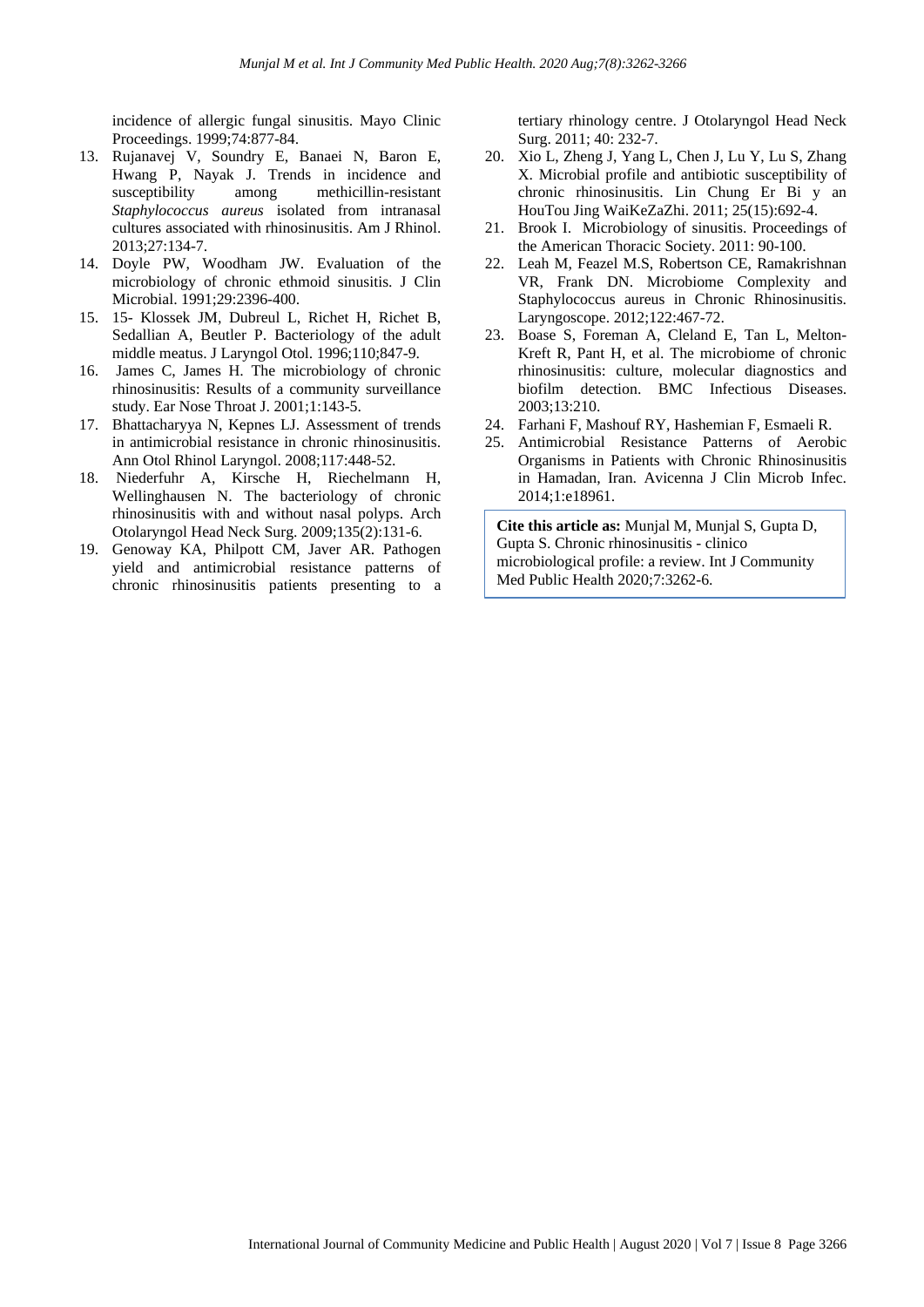incidence of allergic fungal sinusitis. Mayo Clinic Proceedings. 1999;74:877-84.

13. Rujanavej V, Soundry E, Banaei N, Baron E, Hwang P, Nayak J. Trends in incidence and susceptibility among methicillin-resistant *Staphylococcus aureus* isolated from intranasal cultures associated with rhinosinusitis. Am J Rhinol. 2013;27:134-7.
14. Doyle PW, Woodham JW. Evaluation of the microbiology of chronic ethmoid sinusitis. J Clin Microbial. 1991;29:2396-400.
15. 15- Klossek JM, Dubreul L, Richet H, Richet B, Sedallian A, Beutler P. Bacteriology of the adult middle meatus. J Laryngol Otol. 1996;110;847-9.
16. James C, James H. The microbiology of chronic rhinosinusitis: Results of a community surveillance study. Ear Nose Throat J. 2001;1:143-5.
17. Bhattacharyya N, Kepnes LJ. Assessment of trends in antimicrobial resistance in chronic rhinosinusitis. Ann Otol Rhinol Laryngol. 2008;117:448-52.
18. Niederfuhr A, Kirsche H, Riechelmann H, Wellinghausen N. The bacteriology of chronic rhinosinusitis with and without nasal polyps. Arch Otolaryngol Head Neck Surg. 2009;135(2):131-6.
19. Genoway KA, Philpott CM, Javer AR. Pathogen yield and antimicrobial resistance patterns of chronic rhinosinusitis patients presenting to a tertiary rhinology centre. J Otolaryngol Head Neck Surg. 2011; 40: 232-7.
20. Xio L, Zheng J, Yang L, Chen J, Lu Y, Lu S, Zhang X. Microbial profile and antibiotic susceptibility of chronic rhinosinusitis. Lin Chung Er Bi y an HouTou Jing WaiKeZaZhi. 2011; 25(15):692-4.
21. Brook I. Microbiology of sinusitis. Proceedings of the American Thoracic Society. 2011: 90-100.
22. Leah M, Feazel M.S, Robertson CE, Ramakrishnan VR, Frank DN. Microbiome Complexity and Staphylococcus aureus in Chronic Rhinosinusitis. Laryngoscope. 2012;122:467-72.
23. Boase S, Foreman A, Cleland E, Tan L, Melton-Kreft R, Pant H, et al. The microbiome of chronic rhinosinusitis: culture, molecular diagnostics and biofilm detection. BMC Infectious Diseases. 2003;13:210.
24. Farhani F, Mashouf RY, Hashemian F, Esmaeli R.
25. Antimicrobial Resistance Patterns of Aerobic Organisms in Patients with Chronic Rhinosinusitis in Hamadan, Iran. Avicenna J Clin Microb Infec. 2014;1:e18961.

**Cite this article as:** Munjal M, Munjal S, Gupta D, Gupta S. Chronic rhinosinusitis - clinico microbiological profile: a review. Int J Community Med Public Health 2020;7:3262-6.